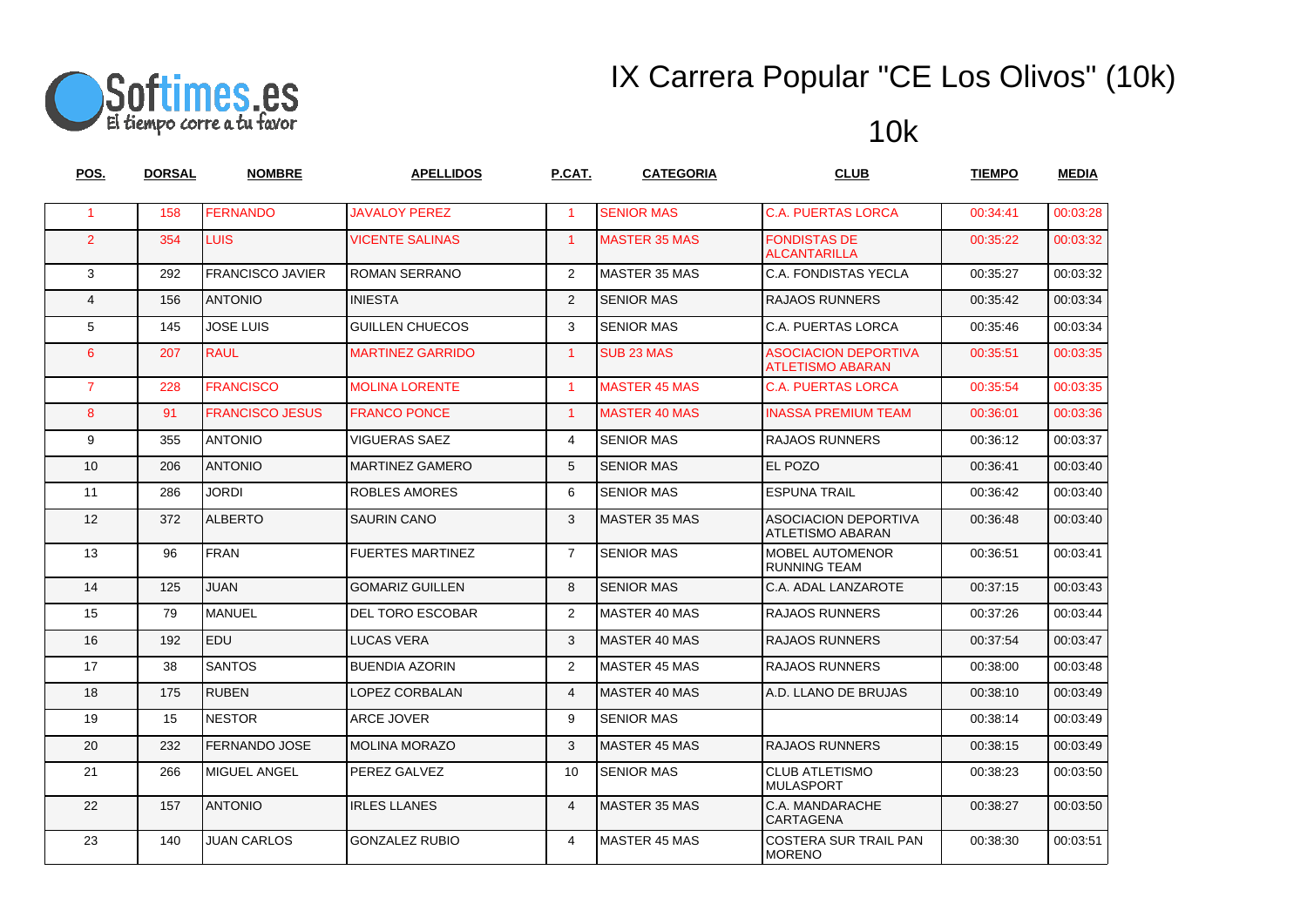# IX Carrera Popular "CE Los Olivos" (10k)

## 10k

| POS. | DORSAL | NOMBRE | APELLIDOS | P.CAT. | CATEGORIA | CLUB | TIEMPO | MEDIA |
|---|---|---|---|---|---|---|---|---|
| 1 | 158 | FERNANDO | JAVALOY PEREZ | 1 | SENIOR MAS | C.A. PUERTAS LORCA | 00:34:41 | 00:03:28 |
| 2 | 354 | LUIS | VICENTE SALINAS | 1 | MASTER 35 MAS | FONDISTAS DE ALCANTARILLA | 00:35:22 | 00:03:32 |
| 3 | 292 | FRANCISCO JAVIER | ROMAN SERRANO | 2 | MASTER 35 MAS | C.A. FONDISTAS YECLA | 00:35:27 | 00:03:32 |
| 4 | 156 | ANTONIO | INIESTA | 2 | SENIOR MAS | RAJAOS RUNNERS | 00:35:42 | 00:03:34 |
| 5 | 145 | JOSE LUIS | GUILLEN CHUECOS | 3 | SENIOR MAS | C.A. PUERTAS LORCA | 00:35:46 | 00:03:34 |
| 6 | 207 | RAUL | MARTINEZ GARRIDO | 1 | SUB 23 MAS | ASOCIACION DEPORTIVA ATLETISMO ABARAN | 00:35:51 | 00:03:35 |
| 7 | 228 | FRANCISCO | MOLINA LORENTE | 1 | MASTER 45 MAS | C.A. PUERTAS LORCA | 00:35:54 | 00:03:35 |
| 8 | 91 | FRANCISCO JESUS | FRANCO PONCE | 1 | MASTER 40 MAS | INASSA PREMIUM TEAM | 00:36:01 | 00:03:36 |
| 9 | 355 | ANTONIO | VIGUERAS SAEZ | 4 | SENIOR MAS | RAJAOS RUNNERS | 00:36:12 | 00:03:37 |
| 10 | 206 | ANTONIO | MARTINEZ GAMERO | 5 | SENIOR MAS | EL POZO | 00:36:41 | 00:03:40 |
| 11 | 286 | JORDI | ROBLES AMORES | 6 | SENIOR MAS | ESPUNA TRAIL | 00:36:42 | 00:03:40 |
| 12 | 372 | ALBERTO | SAURIN CANO | 3 | MASTER 35 MAS | ASOCIACION DEPORTIVA ATLETISMO ABARAN | 00:36:48 | 00:03:40 |
| 13 | 96 | FRAN | FUERTES MARTINEZ | 7 | SENIOR MAS | MOBEL AUTOMENOR RUNNING TEAM | 00:36:51 | 00:03:41 |
| 14 | 125 | JUAN | GOMARIZ GUILLEN | 8 | SENIOR MAS | C.A. ADAL LANZAROTE | 00:37:15 | 00:03:43 |
| 15 | 79 | MANUEL | DEL TORO ESCOBAR | 2 | MASTER 40 MAS | RAJAOS RUNNERS | 00:37:26 | 00:03:44 |
| 16 | 192 | EDU | LUCAS VERA | 3 | MASTER 40 MAS | RAJAOS RUNNERS | 00:37:54 | 00:03:47 |
| 17 | 38 | SANTOS | BUENDIA AZORIN | 2 | MASTER 45 MAS | RAJAOS RUNNERS | 00:38:00 | 00:03:48 |
| 18 | 175 | RUBEN | LOPEZ CORBALAN | 4 | MASTER 40 MAS | A.D. LLANO DE BRUJAS | 00:38:10 | 00:03:49 |
| 19 | 15 | NESTOR | ARCE JOVER | 9 | SENIOR MAS | | 00:38:14 | 00:03:49 |
| 20 | 232 | FERNANDO JOSE | MOLINA MORAZO | 3 | MASTER 45 MAS | RAJAOS RUNNERS | 00:38:15 | 00:03:49 |
| 21 | 266 | MIGUEL ANGEL | PEREZ GALVEZ | 10 | SENIOR MAS | CLUB ATLETISMO MULASPORT | 00:38:23 | 00:03:50 |
| 22 | 157 | ANTONIO | IRLES LLANES | 4 | MASTER 35 MAS | C.A. MANDARACHE CARTAGENA | 00:38:27 | 00:03:50 |
| 23 | 140 | JUAN CARLOS | GONZALEZ RUBIO | 4 | MASTER 45 MAS | COSTERA SUR TRAIL PAN MORENO | 00:38:30 | 00:03:51 |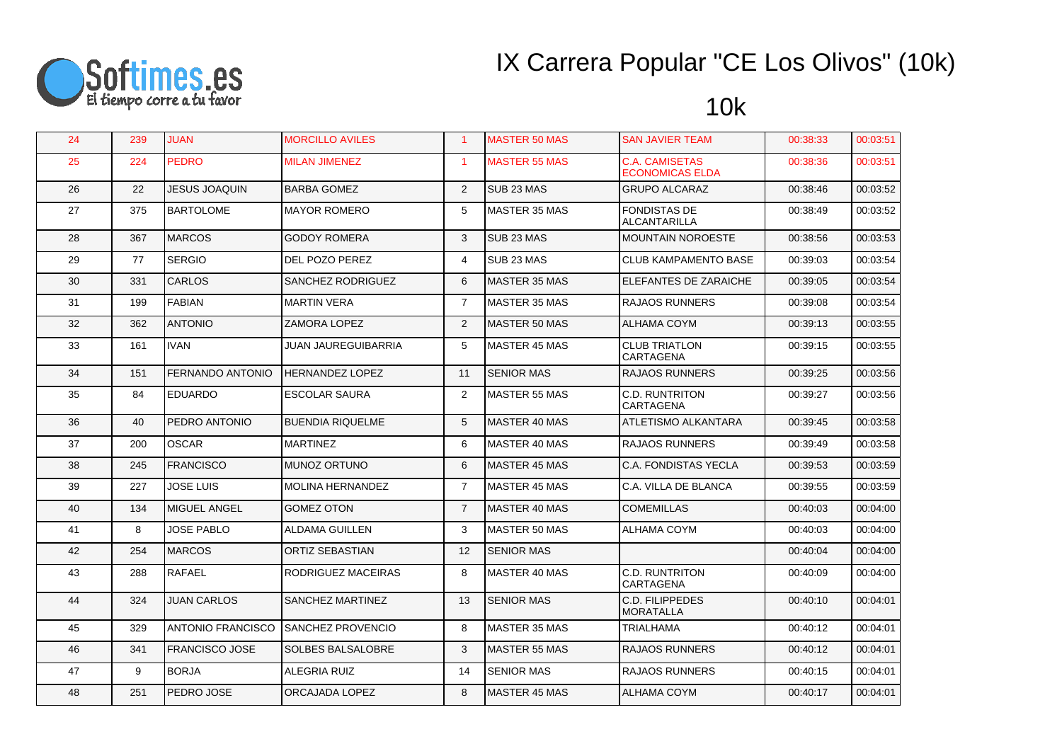# IX Carrera Popular "CE Los Olivos" (10k)

## 10k

| | | | | | | | | |
|---|---|---|---|---|---|---|---|---|
| 24 | 239 | JUAN | MORCILLO AVILES | 1 | MASTER 50 MAS | SAN JAVIER TEAM | 00:38:33 | 00:03:51 |
| 25 | 224 | PEDRO | MILAN JIMENEZ | 1 | MASTER 55 MAS | C.A. CAMISETAS ECONOMICAS ELDA | 00:38:36 | 00:03:51 |
| 26 | 22 | JESUS JOAQUIN | BARBA GOMEZ | 2 | SUB 23 MAS | GRUPO ALCARAZ | 00:38:46 | 00:03:52 |
| 27 | 375 | BARTOLOME | MAYOR ROMERO | 5 | MASTER 35 MAS | FONDISTAS DE ALCANTARILLA | 00:38:49 | 00:03:52 |
| 28 | 367 | MARCOS | GODOY ROMERA | 3 | SUB 23 MAS | MOUNTAIN NOROESTE | 00:38:56 | 00:03:53 |
| 29 | 77 | SERGIO | DEL POZO PEREZ | 4 | SUB 23 MAS | CLUB KAMPAMENTO BASE | 00:39:03 | 00:03:54 |
| 30 | 331 | CARLOS | SANCHEZ RODRIGUEZ | 6 | MASTER 35 MAS | ELEFANTES DE ZARAICHE | 00:39:05 | 00:03:54 |
| 31 | 199 | FABIAN | MARTIN VERA | 7 | MASTER 35 MAS | RAJAOS RUNNERS | 00:39:08 | 00:03:54 |
| 32 | 362 | ANTONIO | ZAMORA LOPEZ | 2 | MASTER 50 MAS | ALHAMA COYM | 00:39:13 | 00:03:55 |
| 33 | 161 | IVAN | JUAN JAUREGUIBARRIA | 5 | MASTER 45 MAS | CLUB TRIATLON CARTAGENA | 00:39:15 | 00:03:55 |
| 34 | 151 | FERNANDO ANTONIO | HERNANDEZ LOPEZ | 11 | SENIOR MAS | RAJAOS RUNNERS | 00:39:25 | 00:03:56 |
| 35 | 84 | EDUARDO | ESCOLAR SAURA | 2 | MASTER 55 MAS | C.D. RUNTRITON CARTAGENA | 00:39:27 | 00:03:56 |
| 36 | 40 | PEDRO ANTONIO | BUENDIA RIQUELME | 5 | MASTER 40 MAS | ATLETISMO ALKANTARA | 00:39:45 | 00:03:58 |
| 37 | 200 | OSCAR | MARTINEZ | 6 | MASTER 40 MAS | RAJAOS RUNNERS | 00:39:49 | 00:03:58 |
| 38 | 245 | FRANCISCO | MUNOZ ORTUNO | 6 | MASTER 45 MAS | C.A. FONDISTAS YECLA | 00:39:53 | 00:03:59 |
| 39 | 227 | JOSE LUIS | MOLINA HERNANDEZ | 7 | MASTER 45 MAS | C.A. VILLA DE BLANCA | 00:39:55 | 00:03:59 |
| 40 | 134 | MIGUEL ANGEL | GOMEZ OTON | 7 | MASTER 40 MAS | COMEMILLAS | 00:40:03 | 00:04:00 |
| 41 | 8 | JOSE PABLO | ALDAMA GUILLEN | 3 | MASTER 50 MAS | ALHAMA COYM | 00:40:03 | 00:04:00 |
| 42 | 254 | MARCOS | ORTIZ SEBASTIAN | 12 | SENIOR MAS | | 00:40:04 | 00:04:00 |
| 43 | 288 | RAFAEL | RODRIGUEZ MACEIRAS | 8 | MASTER 40 MAS | C.D. RUNTRITON CARTAGENA | 00:40:09 | 00:04:00 |
| 44 | 324 | JUAN CARLOS | SANCHEZ MARTINEZ | 13 | SENIOR MAS | C.D. FILIPPEDES MORATALLA | 00:40:10 | 00:04:01 |
| 45 | 329 | ANTONIO FRANCISCO | SANCHEZ PROVENCIO | 8 | MASTER 35 MAS | TRIALHAMA | 00:40:12 | 00:04:01 |
| 46 | 341 | FRANCISCO JOSE | SOLBES BALSALOBRE | 3 | MASTER 55 MAS | RAJAOS RUNNERS | 00:40:12 | 00:04:01 |
| 47 | 9 | BORJA | ALEGRIA RUIZ | 14 | SENIOR MAS | RAJAOS RUNNERS | 00:40:15 | 00:04:01 |
| 48 | 251 | PEDRO JOSE | ORCAJADA LOPEZ | 8 | MASTER 45 MAS | ALHAMA COYM | 00:40:17 | 00:04:01 |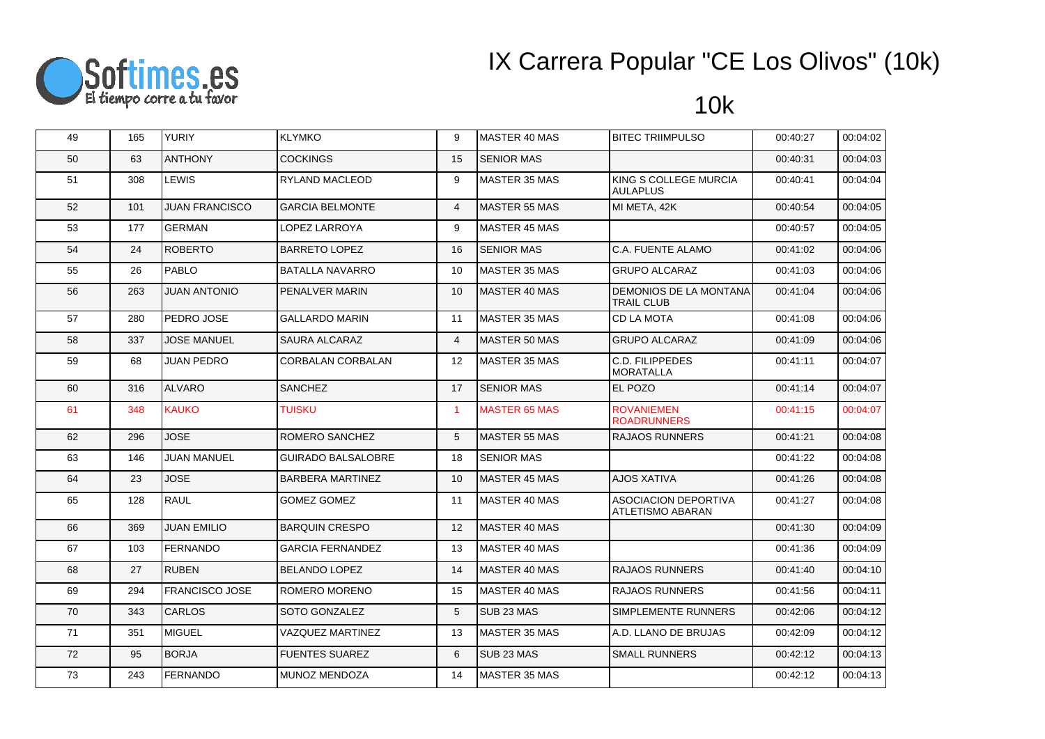# IX Carrera Popular "CE Los Olivos" (10k)

## 10k

| | | | | | | | | |
|---|---|---|---|---|---|---|---|---|
| 49 | 165 | YURIY | KLYMKO | 9 | MASTER 40 MAS | BITEC TRIIMPULSO | 00:40:27 | 00:04:02 |
| 50 | 63 | ANTHONY | COCKINGS | 15 | SENIOR MAS | | 00:40:31 | 00:04:03 |
| 51 | 308 | LEWIS | RYLAND MACLEOD | 9 | MASTER 35 MAS | KING S COLLEGE MURCIA AULAPLUS | 00:40:41 | 00:04:04 |
| 52 | 101 | JUAN FRANCISCO | GARCIA BELMONTE | 4 | MASTER 55 MAS | MI META, 42K | 00:40:54 | 00:04:05 |
| 53 | 177 | GERMAN | LOPEZ LARROYA | 9 | MASTER 45 MAS | | 00:40:57 | 00:04:05 |
| 54 | 24 | ROBERTO | BARRETO LOPEZ | 16 | SENIOR MAS | C.A. FUENTE ALAMO | 00:41:02 | 00:04:06 |
| 55 | 26 | PABLO | BATALLA NAVARRO | 10 | MASTER 35 MAS | GRUPO ALCARAZ | 00:41:03 | 00:04:06 |
| 56 | 263 | JUAN ANTONIO | PENALVER MARIN | 10 | MASTER 40 MAS | DEMONIOS DE LA MONTANA TRAIL CLUB | 00:41:04 | 00:04:06 |
| 57 | 280 | PEDRO JOSE | GALLARDO MARIN | 11 | MASTER 35 MAS | CD LA MOTA | 00:41:08 | 00:04:06 |
| 58 | 337 | JOSE MANUEL | SAURA ALCARAZ | 4 | MASTER 50 MAS | GRUPO ALCARAZ | 00:41:09 | 00:04:06 |
| 59 | 68 | JUAN PEDRO | CORBALAN CORBALAN | 12 | MASTER 35 MAS | C.D. FILIPPEDES MORATALLA | 00:41:11 | 00:04:07 |
| 60 | 316 | ALVARO | SANCHEZ | 17 | SENIOR MAS | EL POZO | 00:41:14 | 00:04:07 |
| 61 | 348 | KAUKO | TUISKU | 1 | MASTER 65 MAS | ROVANIEMEN ROADRUNNERS | 00:41:15 | 00:04:07 |
| 62 | 296 | JOSE | ROMERO SANCHEZ | 5 | MASTER 55 MAS | RAJAOS RUNNERS | 00:41:21 | 00:04:08 |
| 63 | 146 | JUAN MANUEL | GUIRADO BALSALOBRE | 18 | SENIOR MAS | | 00:41:22 | 00:04:08 |
| 64 | 23 | JOSE | BARBERA MARTINEZ | 10 | MASTER 45 MAS | AJOS XATIVA | 00:41:26 | 00:04:08 |
| 65 | 128 | RAUL | GOMEZ GOMEZ | 11 | MASTER 40 MAS | ASOCIACION DEPORTIVA ATLETISMO ABARAN | 00:41:27 | 00:04:08 |
| 66 | 369 | JUAN EMILIO | BARQUIN CRESPO | 12 | MASTER 40 MAS | | 00:41:30 | 00:04:09 |
| 67 | 103 | FERNANDO | GARCIA FERNANDEZ | 13 | MASTER 40 MAS | | 00:41:36 | 00:04:09 |
| 68 | 27 | RUBEN | BELANDO LOPEZ | 14 | MASTER 40 MAS | RAJAOS RUNNERS | 00:41:40 | 00:04:10 |
| 69 | 294 | FRANCISCO JOSE | ROMERO MORENO | 15 | MASTER 40 MAS | RAJAOS RUNNERS | 00:41:56 | 00:04:11 |
| 70 | 343 | CARLOS | SOTO GONZALEZ | 5 | SUB 23 MAS | SIMPLEMENTE RUNNERS | 00:42:06 | 00:04:12 |
| 71 | 351 | MIGUEL | VAZQUEZ MARTINEZ | 13 | MASTER 35 MAS | A.D. LLANO DE BRUJAS | 00:42:09 | 00:04:12 |
| 72 | 95 | BORJA | FUENTES SUAREZ | 6 | SUB 23 MAS | SMALL RUNNERS | 00:42:12 | 00:04:13 |
| 73 | 243 | FERNANDO | MUNOZ MENDOZA | 14 | MASTER 35 MAS | | 00:42:12 | 00:04:13 |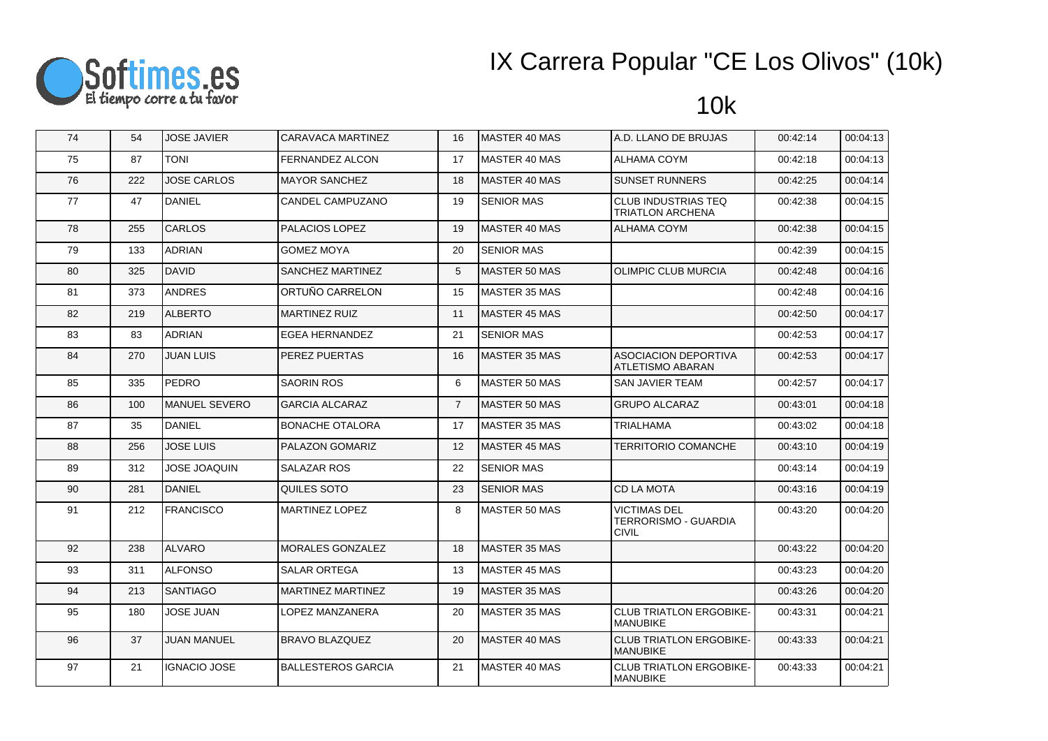# IX Carrera Popular "CE Los Olivos" (10k)

## 10k

| | | | | | | | | |
|---|---|---|---|---|---|---|---|---|
| 74 | 54 | JOSE JAVIER | CARAVACA MARTINEZ | 16 | MASTER 40 MAS | A.D. LLANO DE BRUJAS | 00:42:14 | 00:04:13 |
| 75 | 87 | TONI | FERNANDEZ ALCON | 17 | MASTER 40 MAS | ALHAMA COYM | 00:42:18 | 00:04:13 |
| 76 | 222 | JOSE CARLOS | MAYOR SANCHEZ | 18 | MASTER 40 MAS | SUNSET RUNNERS | 00:42:25 | 00:04:14 |
| 77 | 47 | DANIEL | CANDEL CAMPUZANO | 19 | SENIOR MAS | CLUB INDUSTRIAS TEQ TRIATLON ARCHENA | 00:42:38 | 00:04:15 |
| 78 | 255 | CARLOS | PALACIOS LOPEZ | 19 | MASTER 40 MAS | ALHAMA COYM | 00:42:38 | 00:04:15 |
| 79 | 133 | ADRIAN | GOMEZ MOYA | 20 | SENIOR MAS | | 00:42:39 | 00:04:15 |
| 80 | 325 | DAVID | SANCHEZ MARTINEZ | 5 | MASTER 50 MAS | OLIMPIC CLUB MURCIA | 00:42:48 | 00:04:16 |
| 81 | 373 | ANDRES | ORTUÑO CARRELON | 15 | MASTER 35 MAS | | 00:42:48 | 00:04:16 |
| 82 | 219 | ALBERTO | MARTINEZ RUIZ | 11 | MASTER 45 MAS | | 00:42:50 | 00:04:17 |
| 83 | 83 | ADRIAN | EGEA HERNANDEZ | 21 | SENIOR MAS | | 00:42:53 | 00:04:17 |
| 84 | 270 | JUAN LUIS | PEREZ PUERTAS | 16 | MASTER 35 MAS | ASOCIACION DEPORTIVA ATLETISMO ABARAN | 00:42:53 | 00:04:17 |
| 85 | 335 | PEDRO | SAORIN ROS | 6 | MASTER 50 MAS | SAN JAVIER TEAM | 00:42:57 | 00:04:17 |
| 86 | 100 | MANUEL SEVERO | GARCIA ALCARAZ | 7 | MASTER 50 MAS | GRUPO ALCARAZ | 00:43:01 | 00:04:18 |
| 87 | 35 | DANIEL | BONACHE OTALORA | 17 | MASTER 35 MAS | TRIALHAMA | 00:43:02 | 00:04:18 |
| 88 | 256 | JOSE LUIS | PALAZON GOMARIZ | 12 | MASTER 45 MAS | TERRITORIO COMANCHE | 00:43:10 | 00:04:19 |
| 89 | 312 | JOSE JOAQUIN | SALAZAR ROS | 22 | SENIOR MAS | | 00:43:14 | 00:04:19 |
| 90 | 281 | DANIEL | QUILES SOTO | 23 | SENIOR MAS | CD LA MOTA | 00:43:16 | 00:04:19 |
| 91 | 212 | FRANCISCO | MARTINEZ LOPEZ | 8 | MASTER 50 MAS | VICTIMAS DEL TERRORISMO - GUARDIA CIVIL | 00:43:20 | 00:04:20 |
| 92 | 238 | ALVARO | MORALES GONZALEZ | 18 | MASTER 35 MAS | | 00:43:22 | 00:04:20 |
| 93 | 311 | ALFONSO | SALAR ORTEGA | 13 | MASTER 45 MAS | | 00:43:23 | 00:04:20 |
| 94 | 213 | SANTIAGO | MARTINEZ MARTINEZ | 19 | MASTER 35 MAS | | 00:43:26 | 00:04:20 |
| 95 | 180 | JOSE JUAN | LOPEZ MANZANERA | 20 | MASTER 35 MAS | CLUB TRIATLON ERGOBIKE-MANUBIKE | 00:43:31 | 00:04:21 |
| 96 | 37 | JUAN MANUEL | BRAVO BLAZQUEZ | 20 | MASTER 40 MAS | CLUB TRIATLON ERGOBIKE-MANUBIKE | 00:43:33 | 00:04:21 |
| 97 | 21 | IGNACIO JOSE | BALLESTEROS GARCIA | 21 | MASTER 40 MAS | CLUB TRIATLON ERGOBIKE-MANUBIKE | 00:43:33 | 00:04:21 |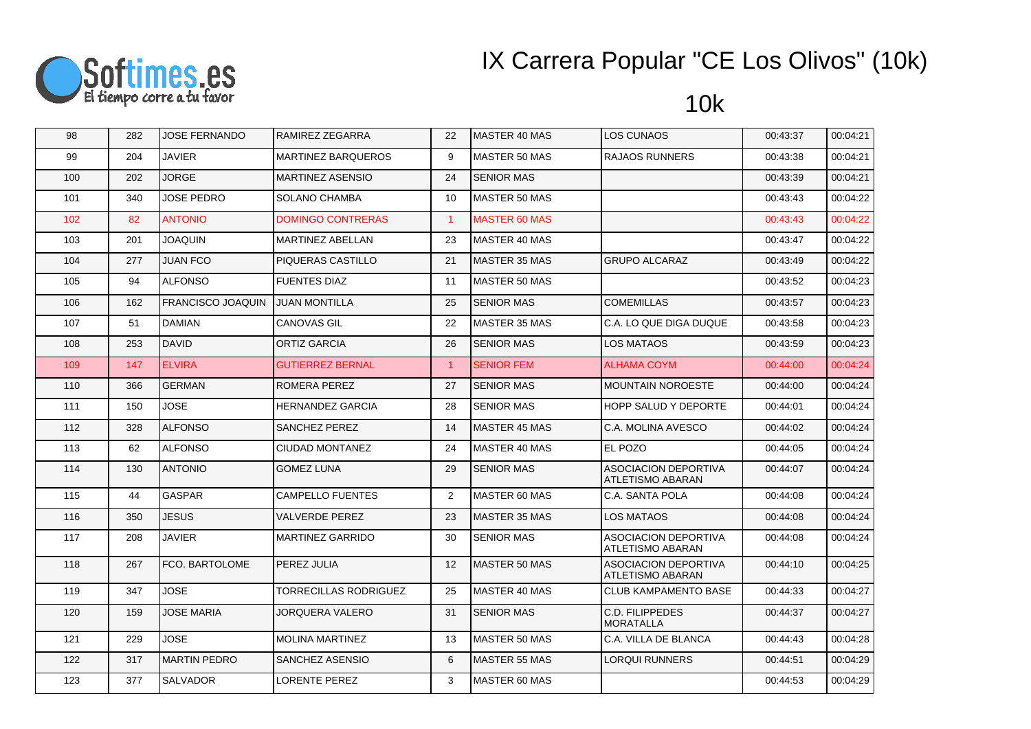# IX Carrera Popular "CE Los Olivos" (10k)

## 10k

| | | | | | | | | |
|---|---|---|---|---|---|---|---|---|
| 98 | 282 | JOSE FERNANDO | RAMIREZ ZEGARRA | 22 | MASTER 40 MAS | LOS CUNAOS | 00:43:37 | 00:04:21 |
| 99 | 204 | JAVIER | MARTINEZ BARQUEROS | 9 | MASTER 50 MAS | RAJAOS RUNNERS | 00:43:38 | 00:04:21 |
| 100 | 202 | JORGE | MARTINEZ ASENSIO | 24 | SENIOR MAS | | 00:43:39 | 00:04:21 |
| 101 | 340 | JOSE PEDRO | SOLANO CHAMBA | 10 | MASTER 50 MAS | | 00:43:43 | 00:04:22 |
| 102 | 82 | ANTONIO | DOMINGO CONTRERAS | 1 | MASTER 60 MAS | | 00:43:43 | 00:04:22 |
| 103 | 201 | JOAQUIN | MARTINEZ ABELLAN | 23 | MASTER 40 MAS | | 00:43:47 | 00:04:22 |
| 104 | 277 | JUAN FCO | PIQUERAS CASTILLO | 21 | MASTER 35 MAS | GRUPO ALCARAZ | 00:43:49 | 00:04:22 |
| 105 | 94 | ALFONSO | FUENTES DIAZ | 11 | MASTER 50 MAS | | 00:43:52 | 00:04:23 |
| 106 | 162 | FRANCISCO JOAQUIN | JUAN MONTILLA | 25 | SENIOR MAS | COMEMILLAS | 00:43:57 | 00:04:23 |
| 107 | 51 | DAMIAN | CANOVAS GIL | 22 | MASTER 35 MAS | C.A. LO QUE DIGA DUQUE | 00:43:58 | 00:04:23 |
| 108 | 253 | DAVID | ORTIZ GARCIA | 26 | SENIOR MAS | LOS MATAOS | 00:43:59 | 00:04:23 |
| 109 | 147 | ELVIRA | GUTIERREZ BERNAL | 1 | SENIOR FEM | ALHAMA COYM | 00:44:00 | 00:04:24 |
| 110 | 366 | GERMAN | ROMERA PEREZ | 27 | SENIOR MAS | MOUNTAIN NOROESTE | 00:44:00 | 00:04:24 |
| 111 | 150 | JOSE | HERNANDEZ GARCIA | 28 | SENIOR MAS | HOPP SALUD Y DEPORTE | 00:44:01 | 00:04:24 |
| 112 | 328 | ALFONSO | SANCHEZ PEREZ | 14 | MASTER 45 MAS | C.A. MOLINA AVESCO | 00:44:02 | 00:04:24 |
| 113 | 62 | ALFONSO | CIUDAD MONTANEZ | 24 | MASTER 40 MAS | EL POZO | 00:44:05 | 00:04:24 |
| 114 | 130 | ANTONIO | GOMEZ LUNA | 29 | SENIOR MAS | ASOCIACION DEPORTIVA ATLETISMO ABARAN | 00:44:07 | 00:04:24 |
| 115 | 44 | GASPAR | CAMPELLO FUENTES | 2 | MASTER 60 MAS | C.A. SANTA POLA | 00:44:08 | 00:04:24 |
| 116 | 350 | JESUS | VALVERDE PEREZ | 23 | MASTER 35 MAS | LOS MATAOS | 00:44:08 | 00:04:24 |
| 117 | 208 | JAVIER | MARTINEZ GARRIDO | 30 | SENIOR MAS | ASOCIACION DEPORTIVA ATLETISMO ABARAN | 00:44:08 | 00:04:24 |
| 118 | 267 | FCO. BARTOLOME | PEREZ JULIA | 12 | MASTER 50 MAS | ASOCIACION DEPORTIVA ATLETISMO ABARAN | 00:44:10 | 00:04:25 |
| 119 | 347 | JOSE | TORRECILLAS RODRIGUEZ | 25 | MASTER 40 MAS | CLUB KAMPAMENTO BASE | 00:44:33 | 00:04:27 |
| 120 | 159 | JOSE MARIA | JORQUERA VALERO | 31 | SENIOR MAS | C.D. FILIPPEDES MORATALLA | 00:44:37 | 00:04:27 |
| 121 | 229 | JOSE | MOLINA MARTINEZ | 13 | MASTER 50 MAS | C.A. VILLA DE BLANCA | 00:44:43 | 00:04:28 |
| 122 | 317 | MARTIN PEDRO | SANCHEZ ASENSIO | 6 | MASTER 55 MAS | LORQUI RUNNERS | 00:44:51 | 00:04:29 |
| 123 | 377 | SALVADOR | LORENTE PEREZ | 3 | MASTER 60 MAS | | 00:44:53 | 00:04:29 |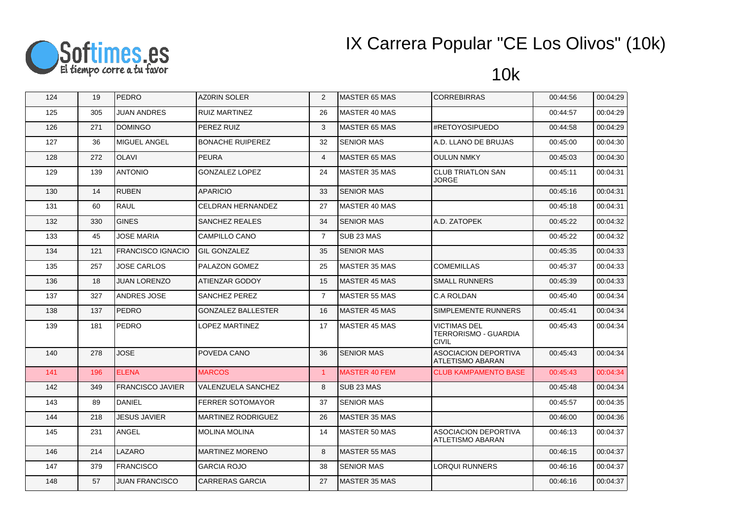# IX Carrera Popular "CE Los Olivos" (10k)

## 10k

| | | | | | | | | |
|---|---|---|---|---|---|---|---|---|
| 124 | 19 | PEDRO | AZORIN SOLER | 2 | MASTER 65 MAS | CORREBIRRAS | 00:44:56 | 00:04:29 |
| 125 | 305 | JUAN ANDRES | RUIZ MARTINEZ | 26 | MASTER 40 MAS | | 00:44:57 | 00:04:29 |
| 126 | 271 | DOMINGO | PEREZ RUIZ | 3 | MASTER 65 MAS | #RETOYOSIPUEDO | 00:44:58 | 00:04:29 |
| 127 | 36 | MIGUEL ANGEL | BONACHE RUIPEREZ | 32 | SENIOR MAS | A.D. LLANO DE BRUJAS | 00:45:00 | 00:04:30 |
| 128 | 272 | OLAVI | PEURA | 4 | MASTER 65 MAS | OULUN NMKY | 00:45:03 | 00:04:30 |
| 129 | 139 | ANTONIO | GONZALEZ LOPEZ | 24 | MASTER 35 MAS | CLUB TRIATLON SAN JORGE | 00:45:11 | 00:04:31 |
| 130 | 14 | RUBEN | APARICIO | 33 | SENIOR MAS | | 00:45:16 | 00:04:31 |
| 131 | 60 | RAUL | CELDRAN HERNANDEZ | 27 | MASTER 40 MAS | | 00:45:18 | 00:04:31 |
| 132 | 330 | GINES | SANCHEZ REALES | 34 | SENIOR MAS | A.D. ZATOPEK | 00:45:22 | 00:04:32 |
| 133 | 45 | JOSE MARIA | CAMPILLO CANO | 7 | SUB 23 MAS | | 00:45:22 | 00:04:32 |
| 134 | 121 | FRANCISCO IGNACIO | GIL GONZALEZ | 35 | SENIOR MAS | | 00:45:35 | 00:04:33 |
| 135 | 257 | JOSE CARLOS | PALAZON GOMEZ | 25 | MASTER 35 MAS | COMEMILLAS | 00:45:37 | 00:04:33 |
| 136 | 18 | JUAN LORENZO | ATIENZAR GODOY | 15 | MASTER 45 MAS | SMALL RUNNERS | 00:45:39 | 00:04:33 |
| 137 | 327 | ANDRES JOSE | SANCHEZ PEREZ | 7 | MASTER 55 MAS | C.A ROLDAN | 00:45:40 | 00:04:34 |
| 138 | 137 | PEDRO | GONZALEZ BALLESTER | 16 | MASTER 45 MAS | SIMPLEMENTE RUNNERS | 00:45:41 | 00:04:34 |
| 139 | 181 | PEDRO | LOPEZ MARTINEZ | 17 | MASTER 45 MAS | VICTIMAS DEL TERRORISMO - GUARDIA CIVIL | 00:45:43 | 00:04:34 |
| 140 | 278 | JOSE | POVEDA CANO | 36 | SENIOR MAS | ASOCIACION DEPORTIVA ATLETISMO ABARAN | 00:45:43 | 00:04:34 |
| 141 | 196 | ELENA | MARCOS | 1 | MASTER 40 FEM | CLUB KAMPAMENTO BASE | 00:45:43 | 00:04:34 |
| 142 | 349 | FRANCISCO JAVIER | VALENZUELA SANCHEZ | 8 | SUB 23 MAS | | 00:45:48 | 00:04:34 |
| 143 | 89 | DANIEL | FERRER SOTOMAYOR | 37 | SENIOR MAS | | 00:45:57 | 00:04:35 |
| 144 | 218 | JESUS JAVIER | MARTINEZ RODRIGUEZ | 26 | MASTER 35 MAS | | 00:46:00 | 00:04:36 |
| 145 | 231 | ANGEL | MOLINA MOLINA | 14 | MASTER 50 MAS | ASOCIACION DEPORTIVA ATLETISMO ABARAN | 00:46:13 | 00:04:37 |
| 146 | 214 | LAZARO | MARTINEZ MORENO | 8 | MASTER 55 MAS | | 00:46:15 | 00:04:37 |
| 147 | 379 | FRANCISCO | GARCIA ROJO | 38 | SENIOR MAS | LORQUI RUNNERS | 00:46:16 | 00:04:37 |
| 148 | 57 | JUAN FRANCISCO | CARRERAS GARCIA | 27 | MASTER 35 MAS | | 00:46:16 | 00:04:37 |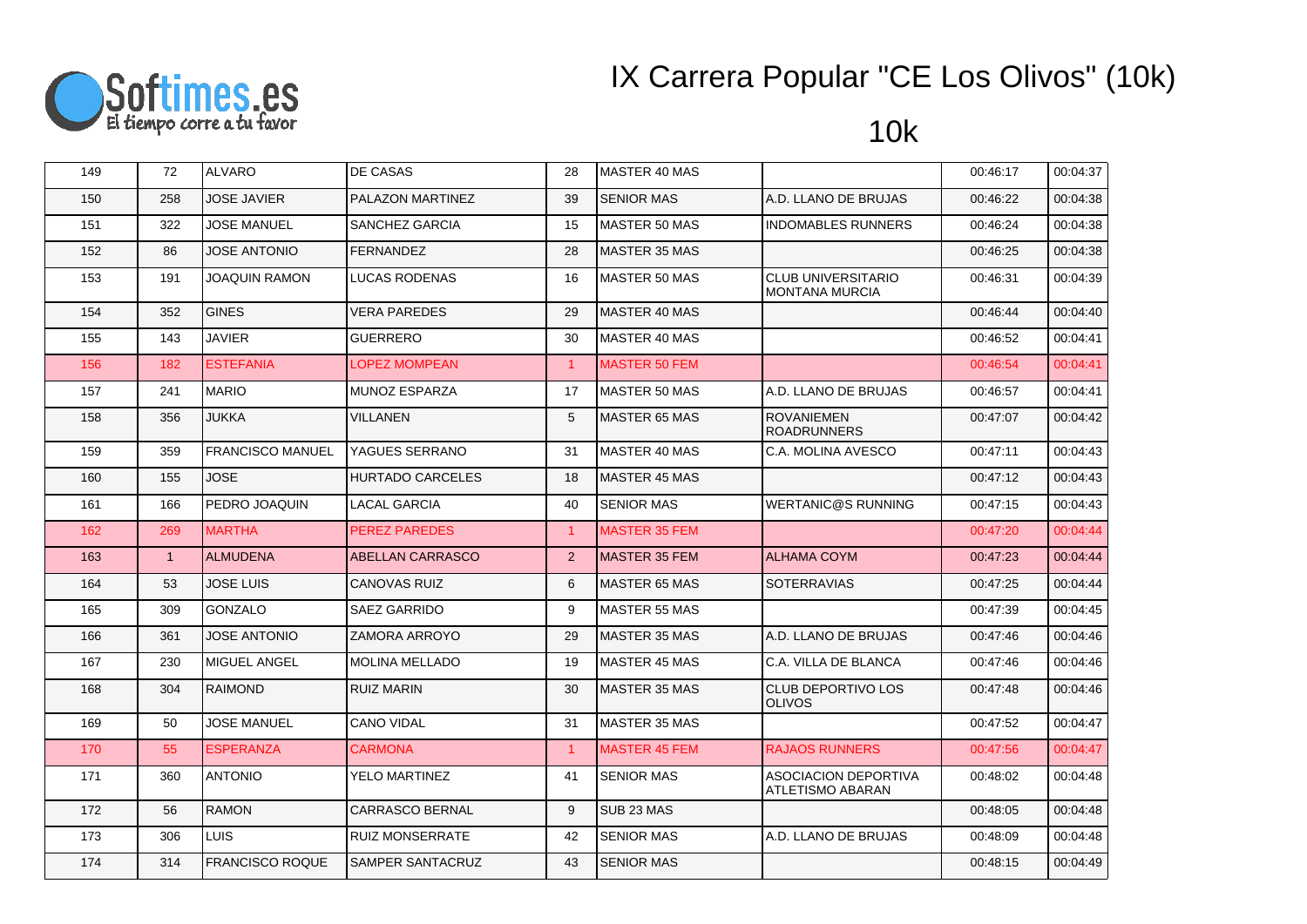# IX Carrera Popular "CE Los Olivos" (10k)

## 10k

| | | | | | | | | |
|---|---|---|---|---|---|---|---|---|
| 149 | 72 | ALVARO | DE CASAS | 28 | MASTER 40 MAS | | 00:46:17 | 00:04:37 |
| 150 | 258 | JOSE JAVIER | PALAZON MARTINEZ | 39 | SENIOR MAS | A.D. LLANO DE BRUJAS | 00:46:22 | 00:04:38 |
| 151 | 322 | JOSE MANUEL | SANCHEZ GARCIA | 15 | MASTER 50 MAS | INDOMABLES RUNNERS | 00:46:24 | 00:04:38 |
| 152 | 86 | JOSE ANTONIO | FERNANDEZ | 28 | MASTER 35 MAS | | 00:46:25 | 00:04:38 |
| 153 | 191 | JOAQUIN RAMON | LUCAS RODENAS | 16 | MASTER 50 MAS | CLUB UNIVERSITARIO MONTANA MURCIA | 00:46:31 | 00:04:39 |
| 154 | 352 | GINES | VERA PAREDES | 29 | MASTER 40 MAS | | 00:46:44 | 00:04:40 |
| 155 | 143 | JAVIER | GUERRERO | 30 | MASTER 40 MAS | | 00:46:52 | 00:04:41 |
| 156 | 182 | ESTEFANIA | LOPEZ MOMPEAN | 1 | MASTER 50 FEM | | 00:46:54 | 00:04:41 |
| 157 | 241 | MARIO | MUNOZ ESPARZA | 17 | MASTER 50 MAS | A.D. LLANO DE BRUJAS | 00:46:57 | 00:04:41 |
| 158 | 356 | JUKKA | VILLANEN | 5 | MASTER 65 MAS | ROVANIEMEN ROADRUNNERS | 00:47:07 | 00:04:42 |
| 159 | 359 | FRANCISCO MANUEL | YAGUES SERRANO | 31 | MASTER 40 MAS | C.A. MOLINA AVESCO | 00:47:11 | 00:04:43 |
| 160 | 155 | JOSE | HURTADO CARCELES | 18 | MASTER 45 MAS | | 00:47:12 | 00:04:43 |
| 161 | 166 | PEDRO JOAQUIN | LACAL GARCIA | 40 | SENIOR MAS | WERTANIC@S RUNNING | 00:47:15 | 00:04:43 |
| 162 | 269 | MARTHA | PEREZ PAREDES | 1 | MASTER 35 FEM | | 00:47:20 | 00:04:44 |
| 163 | 1 | ALMUDENA | ABELLAN CARRASCO | 2 | MASTER 35 FEM | ALHAMA COYM | 00:47:23 | 00:04:44 |
| 164 | 53 | JOSE LUIS | CANOVAS RUIZ | 6 | MASTER 65 MAS | SOTERRAVIAS | 00:47:25 | 00:04:44 |
| 165 | 309 | GONZALO | SAEZ GARRIDO | 9 | MASTER 55 MAS | | 00:47:39 | 00:04:45 |
| 166 | 361 | JOSE ANTONIO | ZAMORA ARROYO | 29 | MASTER 35 MAS | A.D. LLANO DE BRUJAS | 00:47:46 | 00:04:46 |
| 167 | 230 | MIGUEL ANGEL | MOLINA MELLADO | 19 | MASTER 45 MAS | C.A. VILLA DE BLANCA | 00:47:46 | 00:04:46 |
| 168 | 304 | RAIMOND | RUIZ MARIN | 30 | MASTER 35 MAS | CLUB DEPORTIVO LOS OLIVOS | 00:47:48 | 00:04:46 |
| 169 | 50 | JOSE MANUEL | CANO VIDAL | 31 | MASTER 35 MAS | | 00:47:52 | 00:04:47 |
| 170 | 55 | ESPERANZA | CARMONA | 1 | MASTER 45 FEM | RAJAOS RUNNERS | 00:47:56 | 00:04:47 |
| 171 | 360 | ANTONIO | YELO MARTINEZ | 41 | SENIOR MAS | ASOCIACION DEPORTIVA ATLETISMO ABARAN | 00:48:02 | 00:04:48 |
| 172 | 56 | RAMON | CARRASCO BERNAL | 9 | SUB 23 MAS | | 00:48:05 | 00:04:48 |
| 173 | 306 | LUIS | RUIZ MONSERRATE | 42 | SENIOR MAS | A.D. LLANO DE BRUJAS | 00:48:09 | 00:04:48 |
| 174 | 314 | FRANCISCO ROQUE | SAMPER SANTACRUZ | 43 | SENIOR MAS | | 00:48:15 | 00:04:49 |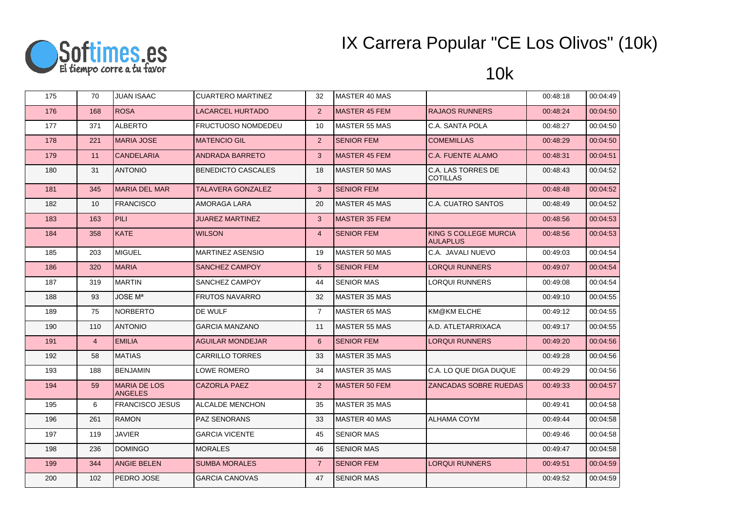# IX Carrera Popular "CE Los Olivos" (10k)

## 10k

| | | | | | | | | |
|---|---|---|---|---|---|---|---|---|
| 175 | 70 | JUAN ISAAC | CUARTERO MARTINEZ | 32 | MASTER 40 MAS | | 00:48:18 | 00:04:49 |
| 176 | 168 | ROSA | LACARCEL HURTADO | 2 | MASTER 45 FEM | RAJAOS RUNNERS | 00:48:24 | 00:04:50 |
| 177 | 371 | ALBERTO | FRUCTUOSO NOMDEDEU | 10 | MASTER 55 MAS | C.A. SANTA POLA | 00:48:27 | 00:04:50 |
| 178 | 221 | MARIA JOSE | MATENCIO GIL | 2 | SENIOR FEM | COMEMILLAS | 00:48:29 | 00:04:50 |
| 179 | 11 | CANDELARIA | ANDRADA BARRETO | 3 | MASTER 45 FEM | C.A. FUENTE ALAMO | 00:48:31 | 00:04:51 |
| 180 | 31 | ANTONIO | BENEDICTO CASCALES | 18 | MASTER 50 MAS | C.A. LAS TORRES DE COTILLAS | 00:48:43 | 00:04:52 |
| 181 | 345 | MARIA DEL MAR | TALAVERA GONZALEZ | 3 | SENIOR FEM | | 00:48:48 | 00:04:52 |
| 182 | 10 | FRANCISCO | AMORAGA LARA | 20 | MASTER 45 MAS | C.A. CUATRO SANTOS | 00:48:49 | 00:04:52 |
| 183 | 163 | PILI | JUAREZ MARTINEZ | 3 | MASTER 35 FEM | | 00:48:56 | 00:04:53 |
| 184 | 358 | KATE | WILSON | 4 | SENIOR FEM | KING S COLLEGE MURCIA AULAPLUS | 00:48:56 | 00:04:53 |
| 185 | 203 | MIGUEL | MARTINEZ ASENSIO | 19 | MASTER 50 MAS | C.A. JAVALI NUEVO | 00:49:03 | 00:04:54 |
| 186 | 320 | MARIA | SANCHEZ CAMPOY | 5 | SENIOR FEM | LORQUI RUNNERS | 00:49:07 | 00:04:54 |
| 187 | 319 | MARTIN | SANCHEZ CAMPOY | 44 | SENIOR MAS | LORQUI RUNNERS | 00:49:08 | 00:04:54 |
| 188 | 93 | JOSE Mª | FRUTOS NAVARRO | 32 | MASTER 35 MAS | | 00:49:10 | 00:04:55 |
| 189 | 75 | NORBERTO | DE WULF | 7 | MASTER 65 MAS | KM@KM ELCHE | 00:49:12 | 00:04:55 |
| 190 | 110 | ANTONIO | GARCIA MANZANO | 11 | MASTER 55 MAS | A.D. ATLETARRIXACA | 00:49:17 | 00:04:55 |
| 191 | 4 | EMILIA | AGUILAR MONDEJAR | 6 | SENIOR FEM | LORQUI RUNNERS | 00:49:20 | 00:04:56 |
| 192 | 58 | MATIAS | CARRILLO TORRES | 33 | MASTER 35 MAS | | 00:49:28 | 00:04:56 |
| 193 | 188 | BENJAMIN | LOWE ROMERO | 34 | MASTER 35 MAS | C.A. LO QUE DIGA DUQUE | 00:49:29 | 00:04:56 |
| 194 | 59 | MARIA DE LOS ANGELES | CAZORLA PAEZ | 2 | MASTER 50 FEM | ZANCADAS SOBRE RUEDAS | 00:49:33 | 00:04:57 |
| 195 | 6 | FRANCISCO JESUS | ALCALDE MENCHON | 35 | MASTER 35 MAS | | 00:49:41 | 00:04:58 |
| 196 | 261 | RAMON | PAZ SENORANS | 33 | MASTER 40 MAS | ALHAMA COYM | 00:49:44 | 00:04:58 |
| 197 | 119 | JAVIER | GARCIA VICENTE | 45 | SENIOR MAS | | 00:49:46 | 00:04:58 |
| 198 | 236 | DOMINGO | MORALES | 46 | SENIOR MAS | | 00:49:47 | 00:04:58 |
| 199 | 344 | ANGIE BELEN | SUMBA MORALES | 7 | SENIOR FEM | LORQUI RUNNERS | 00:49:51 | 00:04:59 |
| 200 | 102 | PEDRO JOSE | GARCIA CANOVAS | 47 | SENIOR MAS | | 00:49:52 | 00:04:59 |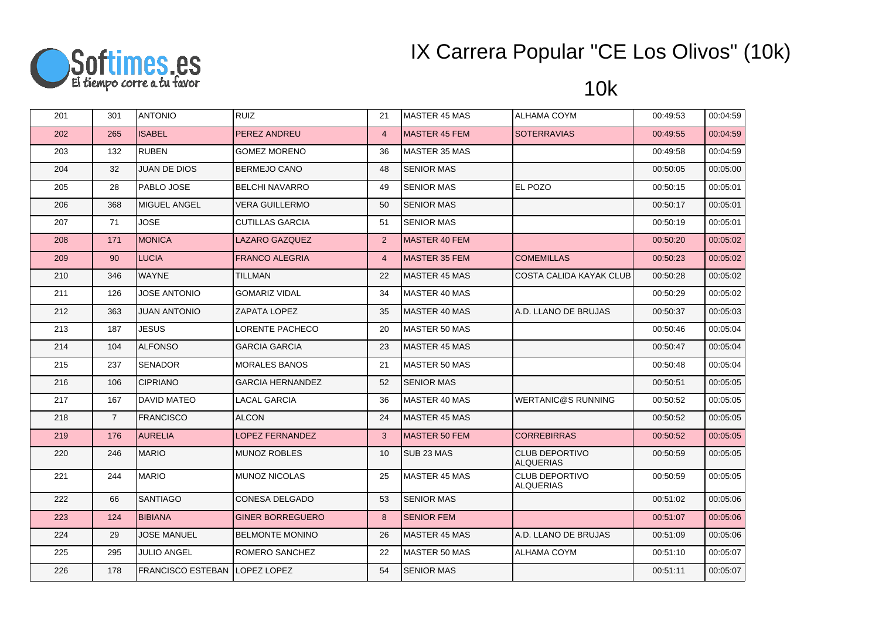# IX Carrera Popular "CE Los Olivos" (10k)

## 10k

| | | | | | | | | |
|---|---|---|---|---|---|---|---|---|
| 201 | 301 | ANTONIO | RUIZ | 21 | MASTER 45 MAS | ALHAMA COYM | 00:49:53 | 00:04:59 |
| 202 | 265 | ISABEL | PEREZ ANDREU | 4 | MASTER 45 FEM | SOTERRAVIAS | 00:49:55 | 00:04:59 |
| 203 | 132 | RUBEN | GOMEZ MORENO | 36 | MASTER 35 MAS | | 00:49:58 | 00:04:59 |
| 204 | 32 | JUAN DE DIOS | BERMEJO CANO | 48 | SENIOR MAS | | 00:50:05 | 00:05:00 |
| 205 | 28 | PABLO JOSE | BELCHI NAVARRO | 49 | SENIOR MAS | EL POZO | 00:50:15 | 00:05:01 |
| 206 | 368 | MIGUEL ANGEL | VERA GUILLERMO | 50 | SENIOR MAS | | 00:50:17 | 00:05:01 |
| 207 | 71 | JOSE | CUTILLAS GARCIA | 51 | SENIOR MAS | | 00:50:19 | 00:05:01 |
| 208 | 171 | MONICA | LAZARO GAZQUEZ | 2 | MASTER 40 FEM | | 00:50:20 | 00:05:02 |
| 209 | 90 | LUCIA | FRANCO ALEGRIA | 4 | MASTER 35 FEM | COMEMILLAS | 00:50:23 | 00:05:02 |
| 210 | 346 | WAYNE | TILLMAN | 22 | MASTER 45 MAS | COSTA CALIDA KAYAK CLUB | 00:50:28 | 00:05:02 |
| 211 | 126 | JOSE ANTONIO | GOMARIZ VIDAL | 34 | MASTER 40 MAS | | 00:50:29 | 00:05:02 |
| 212 | 363 | JUAN ANTONIO | ZAPATA LOPEZ | 35 | MASTER 40 MAS | A.D. LLANO DE BRUJAS | 00:50:37 | 00:05:03 |
| 213 | 187 | JESUS | LORENTE PACHECO | 20 | MASTER 50 MAS | | 00:50:46 | 00:05:04 |
| 214 | 104 | ALFONSO | GARCIA GARCIA | 23 | MASTER 45 MAS | | 00:50:47 | 00:05:04 |
| 215 | 237 | SENADOR | MORALES BANOS | 21 | MASTER 50 MAS | | 00:50:48 | 00:05:04 |
| 216 | 106 | CIPRIANO | GARCIA HERNANDEZ | 52 | SENIOR MAS | | 00:50:51 | 00:05:05 |
| 217 | 167 | DAVID MATEO | LACAL GARCIA | 36 | MASTER 40 MAS | WERTANIC@S RUNNING | 00:50:52 | 00:05:05 |
| 218 | 7 | FRANCISCO | ALCON | 24 | MASTER 45 MAS | | 00:50:52 | 00:05:05 |
| 219 | 176 | AURELIA | LOPEZ FERNANDEZ | 3 | MASTER 50 FEM | CORREBIRRAS | 00:50:52 | 00:05:05 |
| 220 | 246 | MARIO | MUNOZ ROBLES | 10 | SUB 23 MAS | CLUB DEPORTIVO ALQUERIAS | 00:50:59 | 00:05:05 |
| 221 | 244 | MARIO | MUNOZ NICOLAS | 25 | MASTER 45 MAS | CLUB DEPORTIVO ALQUERIAS | 00:50:59 | 00:05:05 |
| 222 | 66 | SANTIAGO | CONESA DELGADO | 53 | SENIOR MAS | | 00:51:02 | 00:05:06 |
| 223 | 124 | BIBIANA | GINER BORREGUERO | 8 | SENIOR FEM | | 00:51:07 | 00:05:06 |
| 224 | 29 | JOSE MANUEL | BELMONTE MONINO | 26 | MASTER 45 MAS | A.D. LLANO DE BRUJAS | 00:51:09 | 00:05:06 |
| 225 | 295 | JULIO ANGEL | ROMERO SANCHEZ | 22 | MASTER 50 MAS | ALHAMA COYM | 00:51:10 | 00:05:07 |
| 226 | 178 | FRANCISCO ESTEBAN | LOPEZ LOPEZ | 54 | SENIOR MAS | | 00:51:11 | 00:05:07 |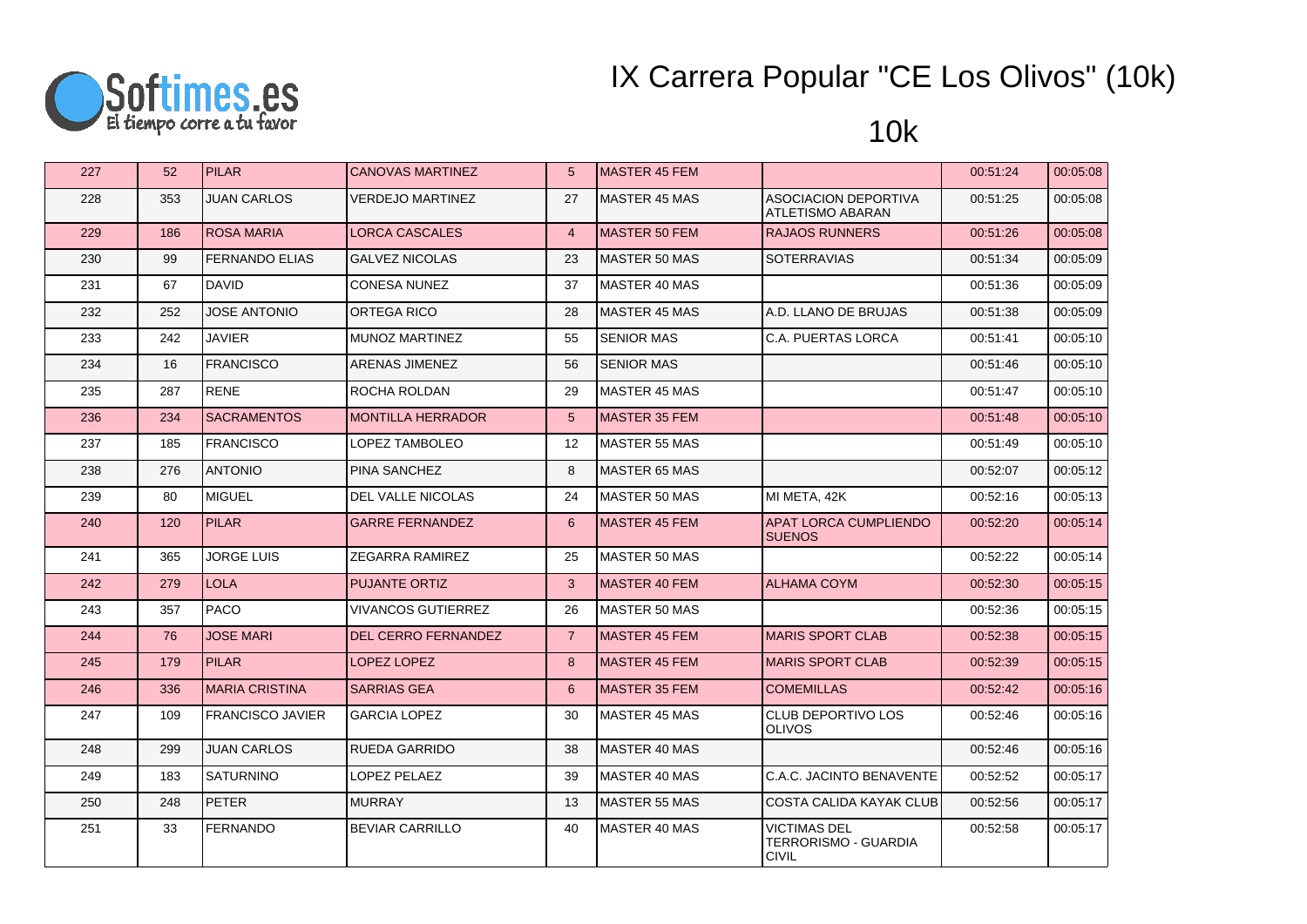# IX Carrera Popular "CE Los Olivos" (10k)

## 10k

| | | | | | | | | |
|---|---|---|---|---|---|---|---|---|
| 227 | 52 | PILAR | CANOVAS MARTINEZ | 5 | MASTER 45 FEM | | 00:51:24 | 00:05:08 |
| 228 | 353 | JUAN CARLOS | VERDEJO MARTINEZ | 27 | MASTER 45 MAS | ASOCIACION DEPORTIVA ATLETISMO ABARAN | 00:51:25 | 00:05:08 |
| 229 | 186 | ROSA MARIA | LORCA CASCALES | 4 | MASTER 50 FEM | RAJAOS RUNNERS | 00:51:26 | 00:05:08 |
| 230 | 99 | FERNANDO ELIAS | GALVEZ NICOLAS | 23 | MASTER 50 MAS | SOTERRAVIAS | 00:51:34 | 00:05:09 |
| 231 | 67 | DAVID | CONESA NUNEZ | 37 | MASTER 40 MAS | | 00:51:36 | 00:05:09 |
| 232 | 252 | JOSE ANTONIO | ORTEGA RICO | 28 | MASTER 45 MAS | A.D. LLANO DE BRUJAS | 00:51:38 | 00:05:09 |
| 233 | 242 | JAVIER | MUNOZ MARTINEZ | 55 | SENIOR MAS | C.A. PUERTAS LORCA | 00:51:41 | 00:05:10 |
| 234 | 16 | FRANCISCO | ARENAS JIMENEZ | 56 | SENIOR MAS | | 00:51:46 | 00:05:10 |
| 235 | 287 | RENE | ROCHA ROLDAN | 29 | MASTER 45 MAS | | 00:51:47 | 00:05:10 |
| 236 | 234 | SACRAMENTOS | MONTILLA HERRADOR | 5 | MASTER 35 FEM | | 00:51:48 | 00:05:10 |
| 237 | 185 | FRANCISCO | LOPEZ TAMBOLEO | 12 | MASTER 55 MAS | | 00:51:49 | 00:05:10 |
| 238 | 276 | ANTONIO | PINA SANCHEZ | 8 | MASTER 65 MAS | | 00:52:07 | 00:05:12 |
| 239 | 80 | MIGUEL | DEL VALLE NICOLAS | 24 | MASTER 50 MAS | MI META, 42K | 00:52:16 | 00:05:13 |
| 240 | 120 | PILAR | GARRE FERNANDEZ | 6 | MASTER 45 FEM | APAT LORCA CUMPLIENDO SUENOS | 00:52:20 | 00:05:14 |
| 241 | 365 | JORGE LUIS | ZEGARRA RAMIREZ | 25 | MASTER 50 MAS | | 00:52:22 | 00:05:14 |
| 242 | 279 | LOLA | PUJANTE ORTIZ | 3 | MASTER 40 FEM | ALHAMA COYM | 00:52:30 | 00:05:15 |
| 243 | 357 | PACO | VIVANCOS GUTIERREZ | 26 | MASTER 50 MAS | | 00:52:36 | 00:05:15 |
| 244 | 76 | JOSE MARI | DEL CERRO FERNANDEZ | 7 | MASTER 45 FEM | MARIS SPORT CLAB | 00:52:38 | 00:05:15 |
| 245 | 179 | PILAR | LOPEZ LOPEZ | 8 | MASTER 45 FEM | MARIS SPORT CLAB | 00:52:39 | 00:05:15 |
| 246 | 336 | MARIA CRISTINA | SARRIAS GEA | 6 | MASTER 35 FEM | COMEMILLAS | 00:52:42 | 00:05:16 |
| 247 | 109 | FRANCISCO JAVIER | GARCIA LOPEZ | 30 | MASTER 45 MAS | CLUB DEPORTIVO LOS OLIVOS | 00:52:46 | 00:05:16 |
| 248 | 299 | JUAN CARLOS | RUEDA GARRIDO | 38 | MASTER 40 MAS | | 00:52:46 | 00:05:16 |
| 249 | 183 | SATURNINO | LOPEZ PELAEZ | 39 | MASTER 40 MAS | C.A.C. JACINTO BENAVENTE | 00:52:52 | 00:05:17 |
| 250 | 248 | PETER | MURRAY | 13 | MASTER 55 MAS | COSTA CALIDA KAYAK CLUB | 00:52:56 | 00:05:17 |
| 251 | 33 | FERNANDO | BEVIAR CARRILLO | 40 | MASTER 40 MAS | VICTIMAS DEL TERRORISMO - GUARDIA CIVIL | 00:52:58 | 00:05:17 |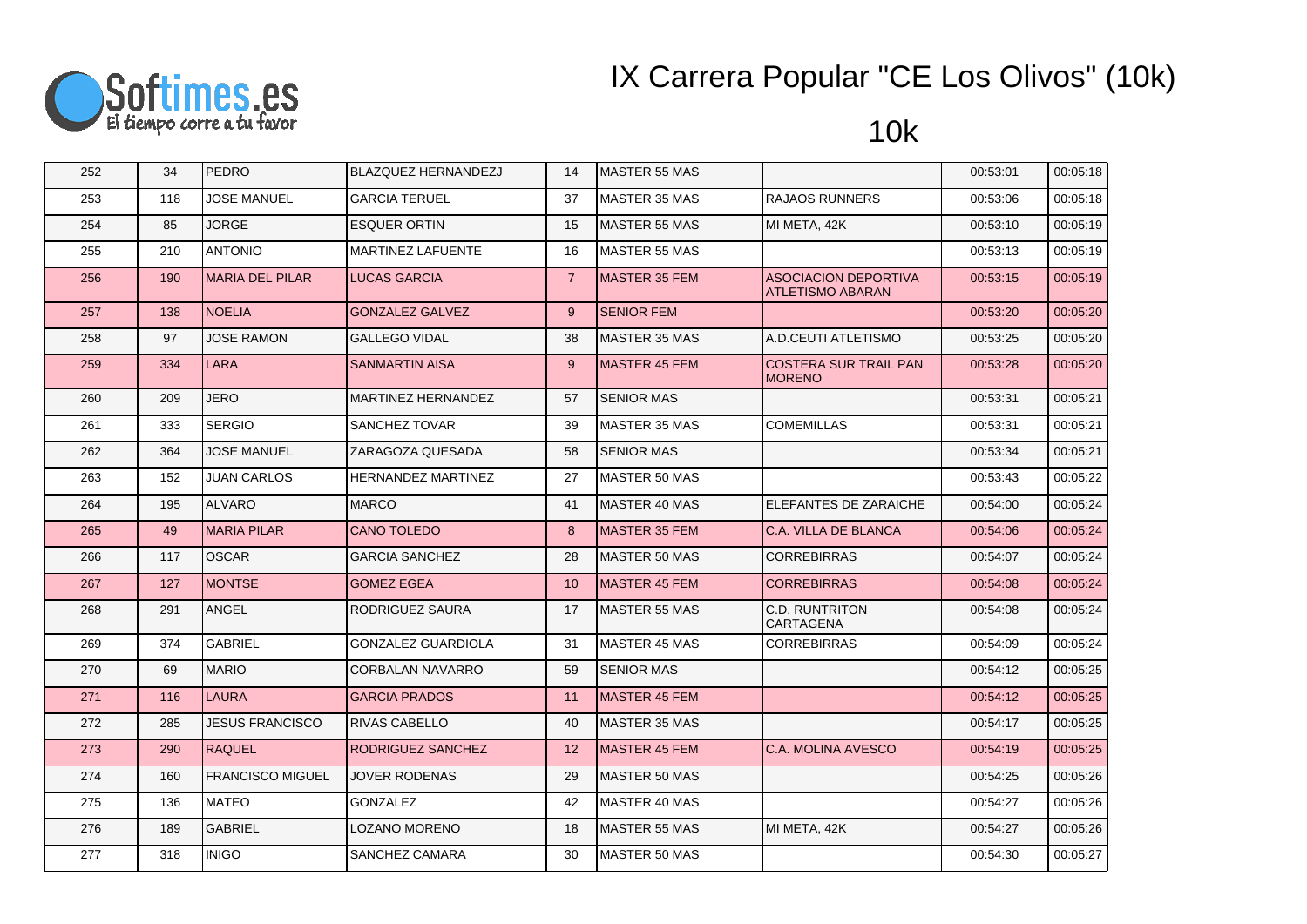# IX Carrera Popular "CE Los Olivos" (10k)

## 10k

| | | | | | | | | |
|---|---|---|---|---|---|---|---|---|
| 252 | 34 | PEDRO | BLAZQUEZ HERNANDEZJ | 14 | MASTER 55 MAS | | 00:53:01 | 00:05:18 |
| 253 | 118 | JOSE MANUEL | GARCIA TERUEL | 37 | MASTER 35 MAS | RAJAOS RUNNERS | 00:53:06 | 00:05:18 |
| 254 | 85 | JORGE | ESQUER ORTIN | 15 | MASTER 55 MAS | MI META, 42K | 00:53:10 | 00:05:19 |
| 255 | 210 | ANTONIO | MARTINEZ LAFUENTE | 16 | MASTER 55 MAS | | 00:53:13 | 00:05:19 |
| 256 | 190 | MARIA DEL PILAR | LUCAS GARCIA | 7 | MASTER 35 FEM | ASOCIACION DEPORTIVA ATLETISMO ABARAN | 00:53:15 | 00:05:19 |
| 257 | 138 | NOELIA | GONZALEZ GALVEZ | 9 | SENIOR FEM | | 00:53:20 | 00:05:20 |
| 258 | 97 | JOSE RAMON | GALLEGO VIDAL | 38 | MASTER 35 MAS | A.D.CEUTI ATLETISMO | 00:53:25 | 00:05:20 |
| 259 | 334 | LARA | SANMARTIN AISA | 9 | MASTER 45 FEM | COSTERA SUR TRAIL PAN MORENO | 00:53:28 | 00:05:20 |
| 260 | 209 | JERO | MARTINEZ HERNANDEZ | 57 | SENIOR MAS | | 00:53:31 | 00:05:21 |
| 261 | 333 | SERGIO | SANCHEZ TOVAR | 39 | MASTER 35 MAS | COMEMILLAS | 00:53:31 | 00:05:21 |
| 262 | 364 | JOSE MANUEL | ZARAGOZA QUESADA | 58 | SENIOR MAS | | 00:53:34 | 00:05:21 |
| 263 | 152 | JUAN CARLOS | HERNANDEZ MARTINEZ | 27 | MASTER 50 MAS | | 00:53:43 | 00:05:22 |
| 264 | 195 | ALVARO | MARCO | 41 | MASTER 40 MAS | ELEFANTES DE ZARAICHE | 00:54:00 | 00:05:24 |
| 265 | 49 | MARIA PILAR | CANO TOLEDO | 8 | MASTER 35 FEM | C.A. VILLA DE BLANCA | 00:54:06 | 00:05:24 |
| 266 | 117 | OSCAR | GARCIA SANCHEZ | 28 | MASTER 50 MAS | CORREBIRRAS | 00:54:07 | 00:05:24 |
| 267 | 127 | MONTSE | GOMEZ EGEA | 10 | MASTER 45 FEM | CORREBIRRAS | 00:54:08 | 00:05:24 |
| 268 | 291 | ANGEL | RODRIGUEZ SAURA | 17 | MASTER 55 MAS | C.D. RUNTRITON CARTAGENA | 00:54:08 | 00:05:24 |
| 269 | 374 | GABRIEL | GONZALEZ GUARDIOLA | 31 | MASTER 45 MAS | CORREBIRRAS | 00:54:09 | 00:05:24 |
| 270 | 69 | MARIO | CORBALAN NAVARRO | 59 | SENIOR MAS | | 00:54:12 | 00:05:25 |
| 271 | 116 | LAURA | GARCIA PRADOS | 11 | MASTER 45 FEM | | 00:54:12 | 00:05:25 |
| 272 | 285 | JESUS FRANCISCO | RIVAS CABELLO | 40 | MASTER 35 MAS | | 00:54:17 | 00:05:25 |
| 273 | 290 | RAQUEL | RODRIGUEZ SANCHEZ | 12 | MASTER 45 FEM | C.A. MOLINA AVESCO | 00:54:19 | 00:05:25 |
| 274 | 160 | FRANCISCO MIGUEL | JOVER RODENAS | 29 | MASTER 50 MAS | | 00:54:25 | 00:05:26 |
| 275 | 136 | MATEO | GONZALEZ | 42 | MASTER 40 MAS | | 00:54:27 | 00:05:26 |
| 276 | 189 | GABRIEL | LOZANO MORENO | 18 | MASTER 55 MAS | MI META, 42K | 00:54:27 | 00:05:26 |
| 277 | 318 | INIGO | SANCHEZ CAMARA | 30 | MASTER 50 MAS | | 00:54:30 | 00:05:27 |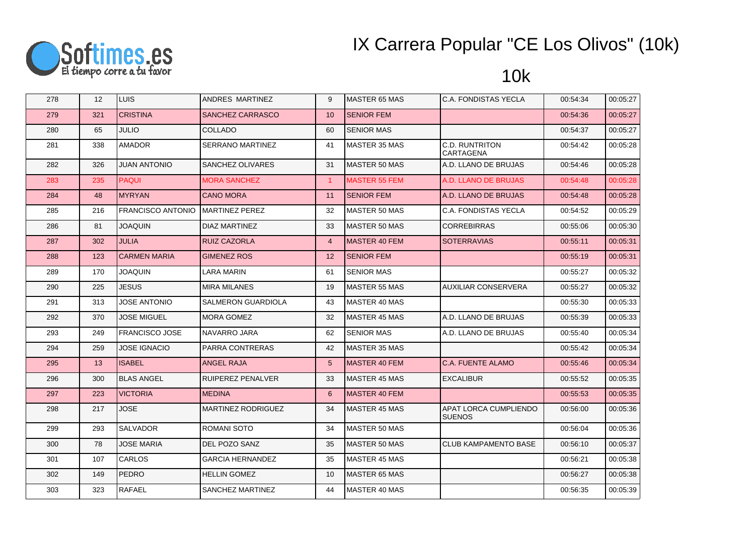# IX Carrera Popular "CE Los Olivos" (10k)

## 10k

| | | | | | | | | |
|---|---|---|---|---|---|---|---|---|
| 278 | 12 | LUIS | ANDRES MARTINEZ | 9 | MASTER 65 MAS | C.A. FONDISTAS YECLA | 00:54:34 | 00:05:27 |
| 279 | 321 | CRISTINA | SANCHEZ CARRASCO | 10 | SENIOR FEM | | 00:54:36 | 00:05:27 |
| 280 | 65 | JULIO | COLLADO | 60 | SENIOR MAS | | 00:54:37 | 00:05:27 |
| 281 | 338 | AMADOR | SERRANO MARTINEZ | 41 | MASTER 35 MAS | C.D. RUNTRITON CARTAGENA | 00:54:42 | 00:05:28 |
| 282 | 326 | JUAN ANTONIO | SANCHEZ OLIVARES | 31 | MASTER 50 MAS | A.D. LLANO DE BRUJAS | 00:54:46 | 00:05:28 |
| 283 | 235 | PAQUI | MORA SANCHEZ | 1 | MASTER 55 FEM | A.D. LLANO DE BRUJAS | 00:54:48 | 00:05:28 |
| 284 | 48 | MYRYAN | CANO MORA | 11 | SENIOR FEM | A.D. LLANO DE BRUJAS | 00:54:48 | 00:05:28 |
| 285 | 216 | FRANCISCO ANTONIO | MARTINEZ PEREZ | 32 | MASTER 50 MAS | C.A. FONDISTAS YECLA | 00:54:52 | 00:05:29 |
| 286 | 81 | JOAQUIN | DIAZ MARTINEZ | 33 | MASTER 50 MAS | CORREBIRRAS | 00:55:06 | 00:05:30 |
| 287 | 302 | JULIA | RUIZ CAZORLA | 4 | MASTER 40 FEM | SOTERRAVIAS | 00:55:11 | 00:05:31 |
| 288 | 123 | CARMEN MARIA | GIMENEZ ROS | 12 | SENIOR FEM | | 00:55:19 | 00:05:31 |
| 289 | 170 | JOAQUIN | LARA MARIN | 61 | SENIOR MAS | | 00:55:27 | 00:05:32 |
| 290 | 225 | JESUS | MIRA MILANES | 19 | MASTER 55 MAS | AUXILIAR CONSERVERA | 00:55:27 | 00:05:32 |
| 291 | 313 | JOSE ANTONIO | SALMERON GUARDIOLA | 43 | MASTER 40 MAS | | 00:55:30 | 00:05:33 |
| 292 | 370 | JOSE MIGUEL | MORA GOMEZ | 32 | MASTER 45 MAS | A.D. LLANO DE BRUJAS | 00:55:39 | 00:05:33 |
| 293 | 249 | FRANCISCO JOSE | NAVARRO JARA | 62 | SENIOR MAS | A.D. LLANO DE BRUJAS | 00:55:40 | 00:05:34 |
| 294 | 259 | JOSE IGNACIO | PARRA CONTRERAS | 42 | MASTER 35 MAS | | 00:55:42 | 00:05:34 |
| 295 | 13 | ISABEL | ANGEL RAJA | 5 | MASTER 40 FEM | C.A. FUENTE ALAMO | 00:55:46 | 00:05:34 |
| 296 | 300 | BLAS ANGEL | RUIPEREZ PENALVER | 33 | MASTER 45 MAS | EXCALIBUR | 00:55:52 | 00:05:35 |
| 297 | 223 | VICTORIA | MEDINA | 6 | MASTER 40 FEM | | 00:55:53 | 00:05:35 |
| 298 | 217 | JOSE | MARTINEZ RODRIGUEZ | 34 | MASTER 45 MAS | APAT LORCA CUMPLIENDO SUENOS | 00:56:00 | 00:05:36 |
| 299 | 293 | SALVADOR | ROMANI SOTO | 34 | MASTER 50 MAS | | 00:56:04 | 00:05:36 |
| 300 | 78 | JOSE MARIA | DEL POZO SANZ | 35 | MASTER 50 MAS | CLUB KAMPAMENTO BASE | 00:56:10 | 00:05:37 |
| 301 | 107 | CARLOS | GARCIA HERNANDEZ | 35 | MASTER 45 MAS | | 00:56:21 | 00:05:38 |
| 302 | 149 | PEDRO | HELLIN GOMEZ | 10 | MASTER 65 MAS | | 00:56:27 | 00:05:38 |
| 303 | 323 | RAFAEL | SANCHEZ MARTINEZ | 44 | MASTER 40 MAS | | 00:56:35 | 00:05:39 |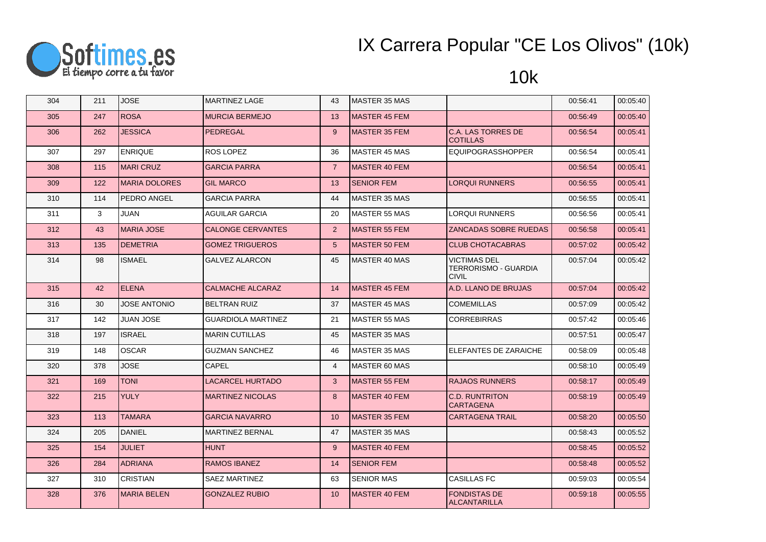# IX Carrera Popular "CE Los Olivos" (10k)

## 10k

| | | | | | | | | |
|---|---|---|---|---|---|---|---|---|
| 304 | 211 | JOSE | MARTINEZ LAGE | 43 | MASTER 35 MAS | | 00:56:41 | 00:05:40 |
| 305 | 247 | ROSA | MURCIA BERMEJO | 13 | MASTER 45 FEM | | 00:56:49 | 00:05:40 |
| 306 | 262 | JESSICA | PEDREGAL | 9 | MASTER 35 FEM | C.A. LAS TORRES DE COTILLAS | 00:56:54 | 00:05:41 |
| 307 | 297 | ENRIQUE | ROS LOPEZ | 36 | MASTER 45 MAS | EQUIPOGRASSHOPPER | 00:56:54 | 00:05:41 |
| 308 | 115 | MARI CRUZ | GARCIA PARRA | 7 | MASTER 40 FEM | | 00:56:54 | 00:05:41 |
| 309 | 122 | MARIA DOLORES | GIL MARCO | 13 | SENIOR FEM | LORQUI RUNNERS | 00:56:55 | 00:05:41 |
| 310 | 114 | PEDRO ANGEL | GARCIA PARRA | 44 | MASTER 35 MAS | | 00:56:55 | 00:05:41 |
| 311 | 3 | JUAN | AGUILAR GARCIA | 20 | MASTER 55 MAS | LORQUI RUNNERS | 00:56:56 | 00:05:41 |
| 312 | 43 | MARIA JOSE | CALONGE CERVANTES | 2 | MASTER 55 FEM | ZANCADAS SOBRE RUEDAS | 00:56:58 | 00:05:41 |
| 313 | 135 | DEMETRIA | GOMEZ TRIGUEROS | 5 | MASTER 50 FEM | CLUB CHOTACABRAS | 00:57:02 | 00:05:42 |
| 314 | 98 | ISMAEL | GALVEZ ALARCON | 45 | MASTER 40 MAS | VICTIMAS DEL TERRORISMO - GUARDIA CIVIL | 00:57:04 | 00:05:42 |
| 315 | 42 | ELENA | CALMACHE ALCARAZ | 14 | MASTER 45 FEM | A.D. LLANO DE BRUJAS | 00:57:04 | 00:05:42 |
| 316 | 30 | JOSE ANTONIO | BELTRAN RUIZ | 37 | MASTER 45 MAS | COMEMILLAS | 00:57:09 | 00:05:42 |
| 317 | 142 | JUAN JOSE | GUARDIOLA MARTINEZ | 21 | MASTER 55 MAS | CORREBIRRAS | 00:57:42 | 00:05:46 |
| 318 | 197 | ISRAEL | MARIN CUTILLAS | 45 | MASTER 35 MAS | | 00:57:51 | 00:05:47 |
| 319 | 148 | OSCAR | GUZMAN SANCHEZ | 46 | MASTER 35 MAS | ELEFANTES DE ZARAICHE | 00:58:09 | 00:05:48 |
| 320 | 378 | JOSE | CAPEL | 4 | MASTER 60 MAS | | 00:58:10 | 00:05:49 |
| 321 | 169 | TONI | LACARCEL HURTADO | 3 | MASTER 55 FEM | RAJAOS RUNNERS | 00:58:17 | 00:05:49 |
| 322 | 215 | YULY | MARTINEZ NICOLAS | 8 | MASTER 40 FEM | C.D. RUNTRITON CARTAGENA | 00:58:19 | 00:05:49 |
| 323 | 113 | TAMARA | GARCIA NAVARRO | 10 | MASTER 35 FEM | CARTAGENA TRAIL | 00:58:20 | 00:05:50 |
| 324 | 205 | DANIEL | MARTINEZ BERNAL | 47 | MASTER 35 MAS | | 00:58:43 | 00:05:52 |
| 325 | 154 | JULIET | HUNT | 9 | MASTER 40 FEM | | 00:58:45 | 00:05:52 |
| 326 | 284 | ADRIANA | RAMOS IBANEZ | 14 | SENIOR FEM | | 00:58:48 | 00:05:52 |
| 327 | 310 | CRISTIAN | SAEZ MARTINEZ | 63 | SENIOR MAS | CASILLAS FC | 00:59:03 | 00:05:54 |
| 328 | 376 | MARIA BELEN | GONZALEZ RUBIO | 10 | MASTER 40 FEM | FONDISTAS DE ALCANTARILLA | 00:59:18 | 00:05:55 |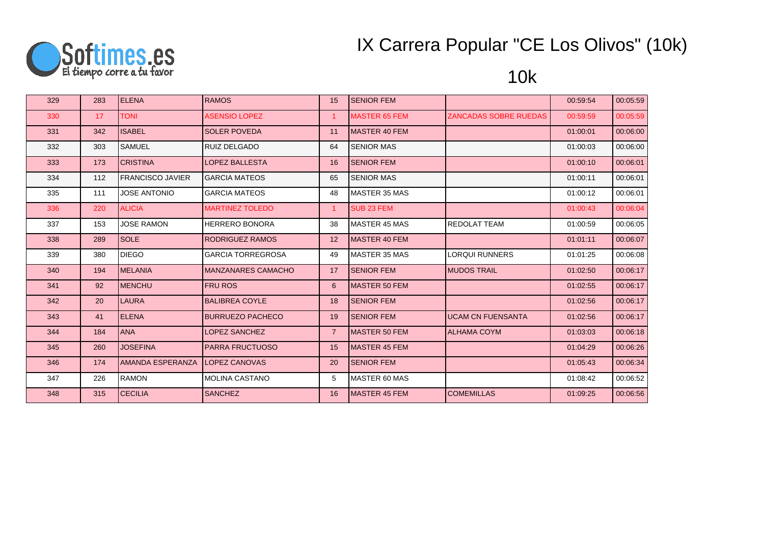# IX Carrera Popular "CE Los Olivos" (10k)

## 10k

| | | | | | | | | |
|---|---|---|---|---|---|---|---|---|
| 329 | 283 | ELENA | RAMOS | 15 | SENIOR FEM | | 00:59:54 | 00:05:59 |
| 330 | 17 | TONI | ASENSIO LOPEZ | 1 | MASTER 65 FEM | ZANCADAS SOBRE RUEDAS | 00:59:59 | 00:05:59 |
| 331 | 342 | ISABEL | SOLER POVEDA | 11 | MASTER 40 FEM | | 01:00:01 | 00:06:00 |
| 332 | 303 | SAMUEL | RUIZ DELGADO | 64 | SENIOR MAS | | 01:00:03 | 00:06:00 |
| 333 | 173 | CRISTINA | LOPEZ BALLESTA | 16 | SENIOR FEM | | 01:00:10 | 00:06:01 |
| 334 | 112 | FRANCISCO JAVIER | GARCIA MATEOS | 65 | SENIOR MAS | | 01:00:11 | 00:06:01 |
| 335 | 111 | JOSE ANTONIO | GARCIA MATEOS | 48 | MASTER 35 MAS | | 01:00:12 | 00:06:01 |
| 336 | 220 | ALICIA | MARTINEZ TOLEDO | 1 | SUB 23 FEM | | 01:00:43 | 00:06:04 |
| 337 | 153 | JOSE RAMON | HERRERO BONORA | 38 | MASTER 45 MAS | REDOLAT TEAM | 01:00:59 | 00:06:05 |
| 338 | 289 | SOLE | RODRIGUEZ RAMOS | 12 | MASTER 40 FEM | | 01:01:11 | 00:06:07 |
| 339 | 380 | DIEGO | GARCIA TORREGROSA | 49 | MASTER 35 MAS | LORQUI RUNNERS | 01:01:25 | 00:06:08 |
| 340 | 194 | MELANIA | MANZANARES CAMACHO | 17 | SENIOR FEM | MUDOS TRAIL | 01:02:50 | 00:06:17 |
| 341 | 92 | MENCHU | FRU ROS | 6 | MASTER 50 FEM | | 01:02:55 | 00:06:17 |
| 342 | 20 | LAURA | BALIBREA COYLE | 18 | SENIOR FEM | | 01:02:56 | 00:06:17 |
| 343 | 41 | ELENA | BURRUEZO PACHECO | 19 | SENIOR FEM | UCAM CN FUENSANTA | 01:02:56 | 00:06:17 |
| 344 | 184 | ANA | LOPEZ SANCHEZ | 7 | MASTER 50 FEM | ALHAMA COYM | 01:03:03 | 00:06:18 |
| 345 | 260 | JOSEFINA | PARRA FRUCTUOSO | 15 | MASTER 45 FEM | | 01:04:29 | 00:06:26 |
| 346 | 174 | AMANDA ESPERANZA | LOPEZ CANOVAS | 20 | SENIOR FEM | | 01:05:43 | 00:06:34 |
| 347 | 226 | RAMON | MOLINA CASTANO | 5 | MASTER 60 MAS | | 01:08:42 | 00:06:52 |
| 348 | 315 | CECILIA | SANCHEZ | 16 | MASTER 45 FEM | COMEMILLAS | 01:09:25 | 00:06:56 |